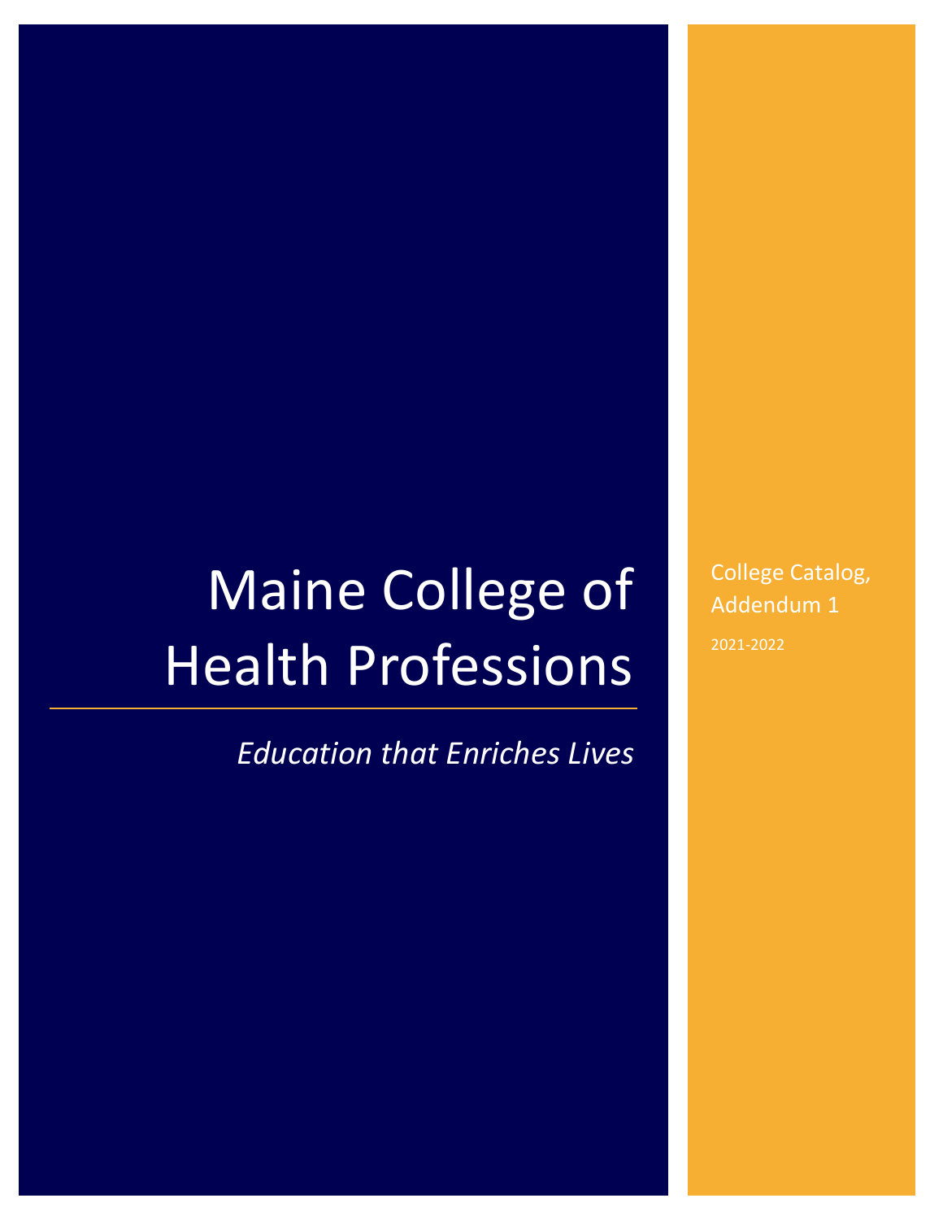# Maine College of Health Professions

*Education that Enriches Lives*

College Catalog, Addendum 1

2021-2022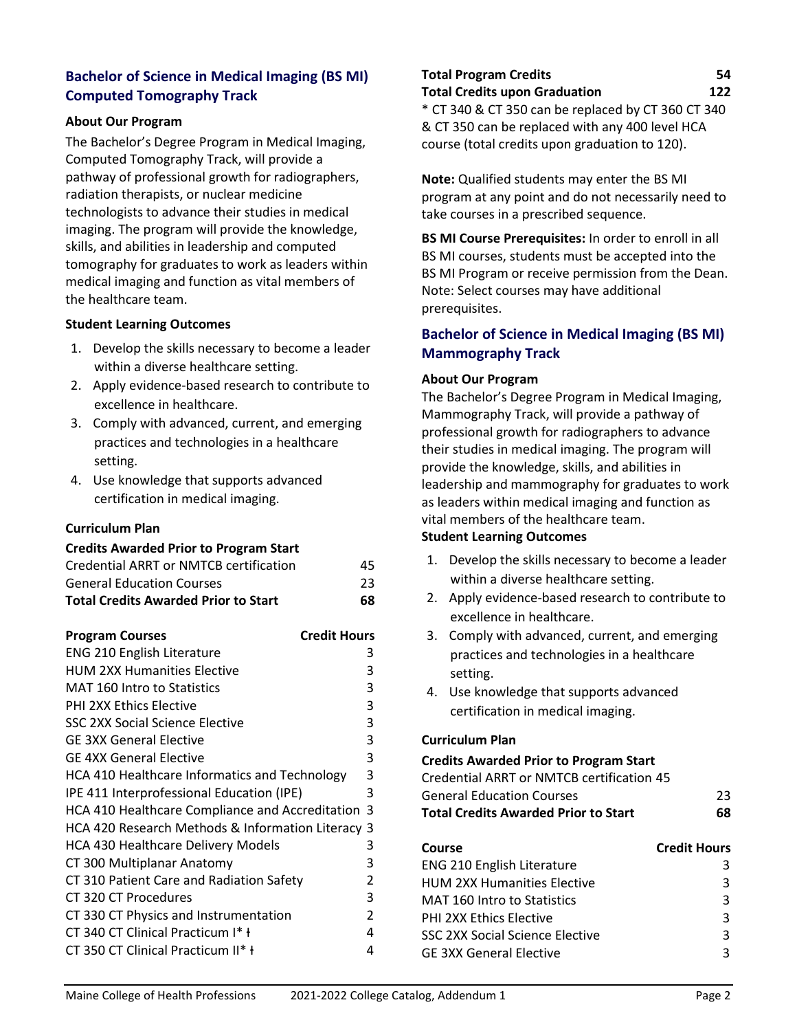## Bachelor of Science in Medical Imaging (BS MI) Computed Tomography Track

### About Our Program

The Bachelor's Degree Program in Medical Imaging, Computed Tomography Track, will provide a pathway of professional growth for radiographers, radiation therapists, or nuclear medicine technologists to advance their studies in medical imaging. The program will provide the knowledge, skills, and abilities in leadership and computed tomography for graduates to work as leaders within medical imaging and function as vital members of the healthcare team.

### Student Learning Outcomes

1. Develop the skills necessary to become a leader within a diverse healthcare setting.
2. Apply evidence-based research to contribute to excellence in healthcare.
3. Comply with advanced, current, and emerging practices and technologies in a healthcare setting.
4. Use knowledge that supports advanced certification in medical imaging.

### Curriculum Plan

| Credits Awarded Prior to Program Start | |
|---|---|
| Credential ARRT or NMTCB certification | 45 |
| General Education Courses | 23 |
| **Total Credits Awarded Prior to Start** | **68** |

| Program Courses | Credit Hours |
|---|---|
| ENG 210 English Literature | 3 |
| HUM 2XX Humanities Elective | 3 |
| MAT 160 Intro to Statistics | 3 |
| PHI 2XX Ethics Elective | 3 |
| SSC 2XX Social Science Elective | 3 |
| GE 3XX General Elective | 3 |
| GE 4XX General Elective | 3 |
| HCA 410 Healthcare Informatics and Technology | 3 |
| IPE 411 Interprofessional Education (IPE) | 3 |
| HCA 410 Healthcare Compliance and Accreditation | 3 |
| HCA 420 Research Methods & Information Literacy | 3 |
| HCA 430 Healthcare Delivery Models | 3 |
| CT 300 Multiplanar Anatomy | 3 |
| CT 310 Patient Care and Radiation Safety | 2 |
| CT 320 CT Procedures | 3 |
| CT 330 CT Physics and Instrumentation | 2 |
| CT 340 CT Clinical Practicum I* ł | 4 |
| CT 350 CT Clinical Practicum II* ł | 4 |
| **Total Program Credits** | **54** |
| **Total Credits upon Graduation** | **122** |

* CT 340 & CT 350 can be replaced by CT 360 CT 340 & CT 350 can be replaced with any 400 level HCA course (total credits upon graduation to 120).

**Note:** Qualified students may enter the BS MI program at any point and do not necessarily need to take courses in a prescribed sequence.

**BS MI Course Prerequisites:** In order to enroll in all BS MI courses, students must be accepted into the BS MI Program or receive permission from the Dean. Note: Select courses may have additional prerequisites.

## Bachelor of Science in Medical Imaging (BS MI) Mammography Track

### About Our Program

The Bachelor's Degree Program in Medical Imaging, Mammography Track, will provide a pathway of professional growth for radiographers to advance their studies in medical imaging. The program will provide the knowledge, skills, and abilities in leadership and mammography for graduates to work as leaders within medical imaging and function as vital members of the healthcare team.

### Student Learning Outcomes

1. Develop the skills necessary to become a leader within a diverse healthcare setting.
2. Apply evidence-based research to contribute to excellence in healthcare.
3. Comply with advanced, current, and emerging practices and technologies in a healthcare setting.
4. Use knowledge that supports advanced certification in medical imaging.

### Curriculum Plan

| Credits Awarded Prior to Program Start | |
|---|---|
| Credential ARRT or NMTCB certification | 45 |
| General Education Courses | 23 |
| **Total Credits Awarded Prior to Start** | **68** |

| Course | Credit Hours |
|---|---|
| ENG 210 English Literature | 3 |
| HUM 2XX Humanities Elective | 3 |
| MAT 160 Intro to Statistics | 3 |
| PHI 2XX Ethics Elective | 3 |
| SSC 2XX Social Science Elective | 3 |
| GE 3XX General Elective | 3 |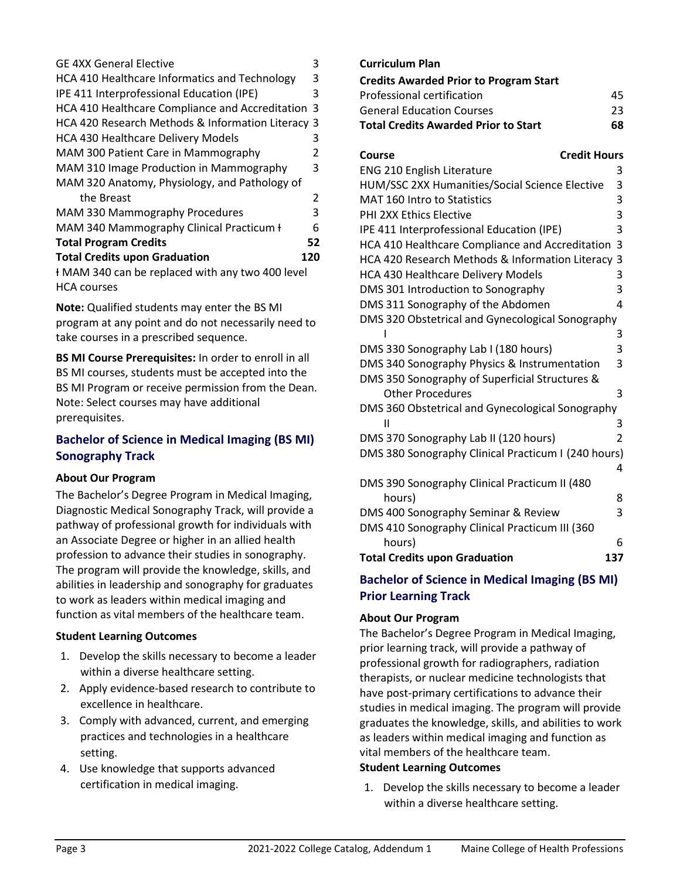| | |
|---|---|
| GE 4XX General Elective | 3 |
| HCA 410 Healthcare Informatics and Technology | 3 |
| IPE 411 Interprofessional Education (IPE) | 3 |
| HCA 410 Healthcare Compliance and Accreditation | 3 |
| HCA 420 Research Methods & Information Literacy | 3 |
| HCA 430 Healthcare Delivery Models | 3 |
| MAM 300 Patient Care in Mammography | 2 |
| MAM 310 Image Production in Mammography | 3 |
| MAM 320 Anatomy, Physiology, and Pathology of the Breast | 2 |
| MAM 330 Mammography Procedures | 3 |
| MAM 340 Mammography Clinical Practicum ǂ | 6 |
| **Total Program Credits** | **52** |
| **Total Credits upon Graduation** | **120** |

ǂ MAM 340 can be replaced with any two 400 level HCA courses

**Note:** Qualified students may enter the BS MI program at any point and do not necessarily need to take courses in a prescribed sequence.

**BS MI Course Prerequisites:** In order to enroll in all BS MI courses, students must be accepted into the BS MI Program or receive permission from the Dean. Note: Select courses may have additional prerequisites.

## Bachelor of Science in Medical Imaging (BS MI) Sonography Track

### About Our Program

The Bachelor's Degree Program in Medical Imaging, Diagnostic Medical Sonography Track, will provide a pathway of professional growth for individuals with an Associate Degree or higher in an allied health profession to advance their studies in sonography. The program will provide the knowledge, skills, and abilities in leadership and sonography for graduates to work as leaders within medical imaging and function as vital members of the healthcare team.

### Student Learning Outcomes

1. Develop the skills necessary to become a leader within a diverse healthcare setting.
2. Apply evidence-based research to contribute to excellence in healthcare.
3. Comply with advanced, current, and emerging practices and technologies in a healthcare setting.
4. Use knowledge that supports advanced certification in medical imaging.

### Curriculum Plan

| **Credits Awarded Prior to Program Start** | |
|---|---|
| Professional certification | 45 |
| General Education Courses | 23 |
| **Total Credits Awarded Prior to Start** | **68** |

| **Course** | **Credit Hours** |
|---|---|
| ENG 210 English Literature | 3 |
| HUM/SSC 2XX Humanities/Social Science Elective | 3 |
| MAT 160 Intro to Statistics | 3 |
| PHI 2XX Ethics Elective | 3 |
| IPE 411 Interprofessional Education (IPE) | 3 |
| HCA 410 Healthcare Compliance and Accreditation | 3 |
| HCA 420 Research Methods & Information Literacy | 3 |
| HCA 430 Healthcare Delivery Models | 3 |
| DMS 301 Introduction to Sonography | 3 |
| DMS 311 Sonography of the Abdomen | 4 |
| DMS 320 Obstetrical and Gynecological Sonography I | 3 |
| DMS 330 Sonography Lab I (180 hours) | 3 |
| DMS 340 Sonography Physics & Instrumentation | 3 |
| DMS 350 Sonography of Superficial Structures & Other Procedures | 3 |
| DMS 360 Obstetrical and Gynecological Sonography II | 3 |
| DMS 370 Sonography Lab II (120 hours) | 2 |
| DMS 380 Sonography Clinical Practicum I (240 hours) | 4 |
| DMS 390 Sonography Clinical Practicum II (480 hours) | 8 |
| DMS 400 Sonography Seminar & Review | 3 |
| DMS 410 Sonography Clinical Practicum III (360 hours) | 6 |
| **Total Credits upon Graduation** | **137** |

## Bachelor of Science in Medical Imaging (BS MI) Prior Learning Track

### About Our Program

The Bachelor's Degree Program in Medical Imaging, prior learning track, will provide a pathway of professional growth for radiographers, radiation therapists, or nuclear medicine technologists that have post-primary certifications to advance their studies in medical imaging. The program will provide graduates the knowledge, skills, and abilities to work as leaders within medical imaging and function as vital members of the healthcare team.

### Student Learning Outcomes

1. Develop the skills necessary to become a leader within a diverse healthcare setting.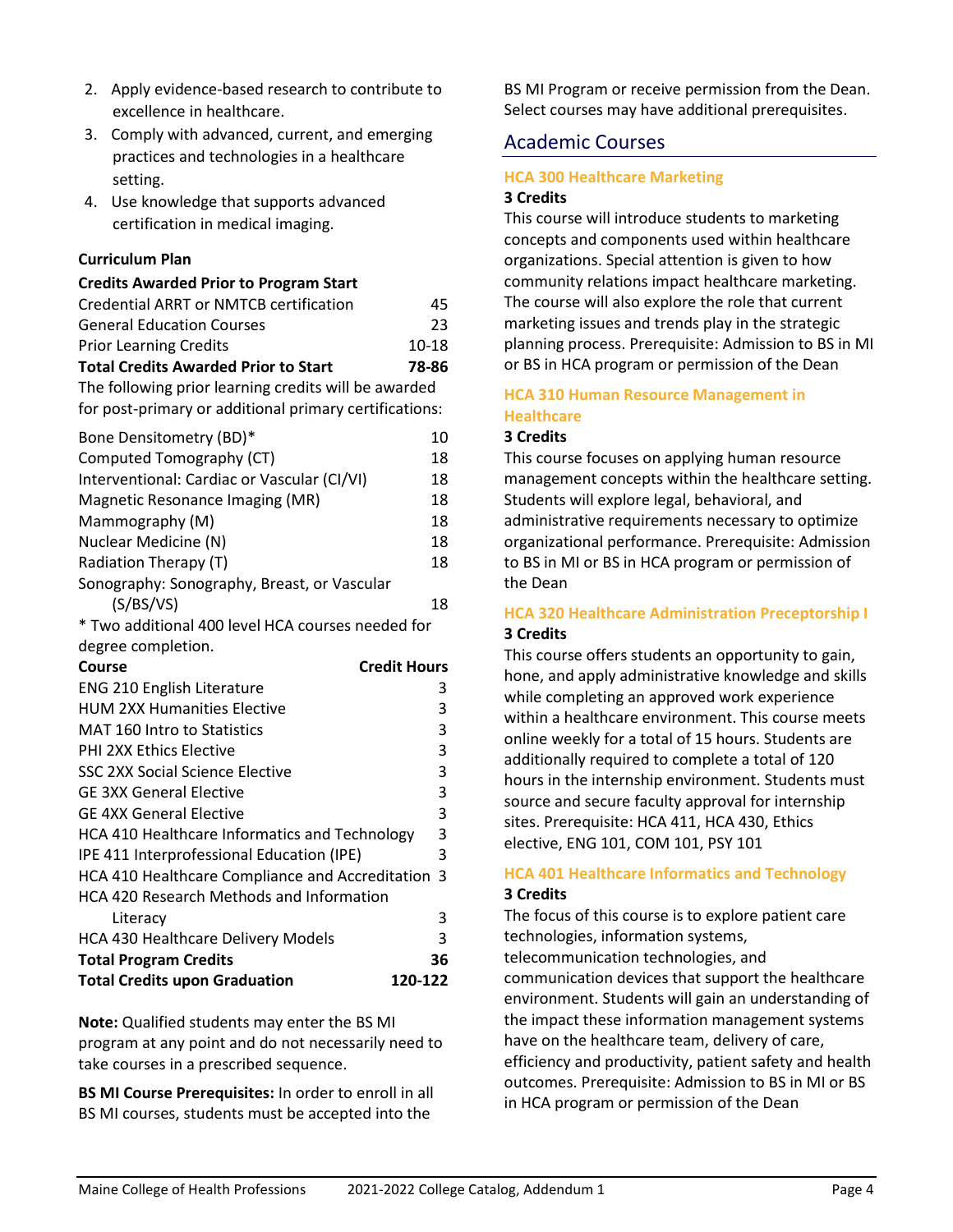2. Apply evidence-based research to contribute to excellence in healthcare.
3. Comply with advanced, current, and emerging practices and technologies in a healthcare setting.
4. Use knowledge that supports advanced certification in medical imaging.

**Curriculum Plan**

**Credits Awarded Prior to Program Start**

| | |
|---|---|
| Credential ARRT or NMTCB certification | 45 |
| General Education Courses | 23 |
| Prior Learning Credits | 10-18 |
| **Total Credits Awarded Prior to Start** | **78-86** |

The following prior learning credits will be awarded for post-primary or additional primary certifications:

| | |
|---|---|
| Bone Densitometry (BD)* | 10 |
| Computed Tomography (CT) | 18 |
| Interventional: Cardiac or Vascular (CI/VI) | 18 |
| Magnetic Resonance Imaging (MR) | 18 |
| Mammography (M) | 18 |
| Nuclear Medicine (N) | 18 |
| Radiation Therapy (T) | 18 |
| Sonography: Sonography, Breast, or Vascular (S/BS/VS) | 18 |

* Two additional 400 level HCA courses needed for degree completion.

| Course | Credit Hours |
|---|---|
| ENG 210 English Literature | 3 |
| HUM 2XX Humanities Elective | 3 |
| MAT 160 Intro to Statistics | 3 |
| PHI 2XX Ethics Elective | 3 |
| SSC 2XX Social Science Elective | 3 |
| GE 3XX General Elective | 3 |
| GE 4XX General Elective | 3 |
| HCA 410 Healthcare Informatics and Technology | 3 |
| IPE 411 Interprofessional Education (IPE) | 3 |
| HCA 410 Healthcare Compliance and Accreditation | 3 |
| HCA 420 Research Methods and Information Literacy | 3 |
| HCA 430 Healthcare Delivery Models | 3 |
| **Total Program Credits** | **36** |
| **Total Credits upon Graduation** | **120-122** |

**Note:** Qualified students may enter the BS MI program at any point and do not necessarily need to take courses in a prescribed sequence.

**BS MI Course Prerequisites:** In order to enroll in all BS MI courses, students must be accepted into the BS MI Program or receive permission from the Dean. Select courses may have additional prerequisites.

## Academic Courses

### HCA 300 Healthcare Marketing

**3 Credits**

This course will introduce students to marketing concepts and components used within healthcare organizations. Special attention is given to how community relations impact healthcare marketing. The course will also explore the role that current marketing issues and trends play in the strategic planning process. Prerequisite: Admission to BS in MI or BS in HCA program or permission of the Dean

### HCA 310 Human Resource Management in Healthcare

**3 Credits**

This course focuses on applying human resource management concepts within the healthcare setting. Students will explore legal, behavioral, and administrative requirements necessary to optimize organizational performance. Prerequisite: Admission to BS in MI or BS in HCA program or permission of the Dean

### HCA 320 Healthcare Administration Preceptorship I

**3 Credits**

This course offers students an opportunity to gain, hone, and apply administrative knowledge and skills while completing an approved work experience within a healthcare environment. This course meets online weekly for a total of 15 hours. Students are additionally required to complete a total of 120 hours in the internship environment. Students must source and secure faculty approval for internship sites. Prerequisite: HCA 411, HCA 430, Ethics elective, ENG 101, COM 101, PSY 101

### HCA 401 Healthcare Informatics and Technology

**3 Credits**

The focus of this course is to explore patient care technologies, information systems, telecommunication technologies, and communication devices that support the healthcare environment. Students will gain an understanding of the impact these information management systems have on the healthcare team, delivery of care, efficiency and productivity, patient safety and health outcomes. Prerequisite: Admission to BS in MI or BS in HCA program or permission of the Dean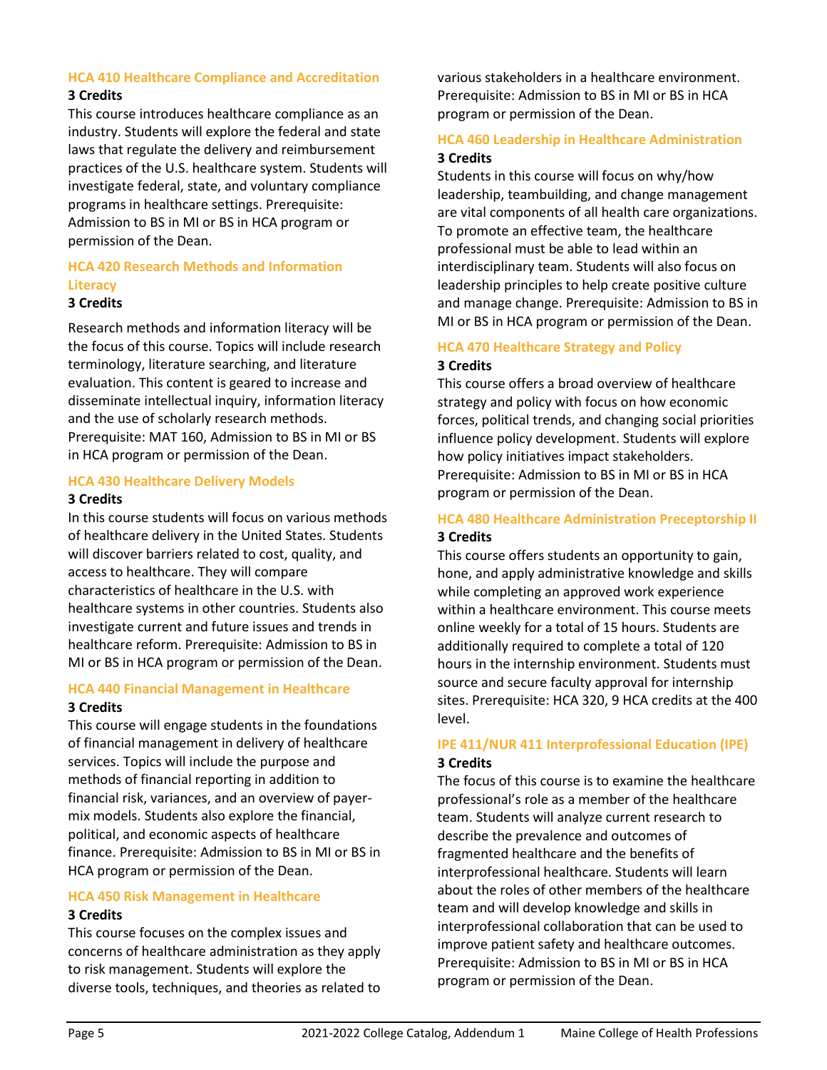### HCA 410 Healthcare Compliance and Accreditation

**3 Credits**

This course introduces healthcare compliance as an industry. Students will explore the federal and state laws that regulate the delivery and reimbursement practices of the U.S. healthcare system. Students will investigate federal, state, and voluntary compliance programs in healthcare settings. Prerequisite: Admission to BS in MI or BS in HCA program or permission of the Dean.

### HCA 420 Research Methods and Information Literacy

**3 Credits**

Research methods and information literacy will be the focus of this course. Topics will include research terminology, literature searching, and literature evaluation. This content is geared to increase and disseminate intellectual inquiry, information literacy and the use of scholarly research methods. Prerequisite: MAT 160, Admission to BS in MI or BS in HCA program or permission of the Dean.

### HCA 430 Healthcare Delivery Models

**3 Credits**

In this course students will focus on various methods of healthcare delivery in the United States. Students will discover barriers related to cost, quality, and access to healthcare. They will compare characteristics of healthcare in the U.S. with healthcare systems in other countries. Students also investigate current and future issues and trends in healthcare reform. Prerequisite: Admission to BS in MI or BS in HCA program or permission of the Dean.

### HCA 440 Financial Management in Healthcare

**3 Credits**

This course will engage students in the foundations of financial management in delivery of healthcare services. Topics will include the purpose and methods of financial reporting in addition to financial risk, variances, and an overview of payer-mix models. Students also explore the financial, political, and economic aspects of healthcare finance. Prerequisite: Admission to BS in MI or BS in HCA program or permission of the Dean.

### HCA 450 Risk Management in Healthcare

**3 Credits**

This course focuses on the complex issues and concerns of healthcare administration as they apply to risk management. Students will explore the diverse tools, techniques, and theories as related to various stakeholders in a healthcare environment. Prerequisite: Admission to BS in MI or BS in HCA program or permission of the Dean.

### HCA 460 Leadership in Healthcare Administration

**3 Credits**

Students in this course will focus on why/how leadership, teambuilding, and change management are vital components of all health care organizations. To promote an effective team, the healthcare professional must be able to lead within an interdisciplinary team. Students will also focus on leadership principles to help create positive culture and manage change. Prerequisite: Admission to BS in MI or BS in HCA program or permission of the Dean.

### HCA 470 Healthcare Strategy and Policy

**3 Credits**

This course offers a broad overview of healthcare strategy and policy with focus on how economic forces, political trends, and changing social priorities influence policy development. Students will explore how policy initiatives impact stakeholders. Prerequisite: Admission to BS in MI or BS in HCA program or permission of the Dean.

### HCA 480 Healthcare Administration Preceptorship II

**3 Credits**

This course offers students an opportunity to gain, hone, and apply administrative knowledge and skills while completing an approved work experience within a healthcare environment. This course meets online weekly for a total of 15 hours. Students are additionally required to complete a total of 120 hours in the internship environment. Students must source and secure faculty approval for internship sites. Prerequisite: HCA 320, 9 HCA credits at the 400 level.

### IPE 411/NUR 411 Interprofessional Education (IPE)

**3 Credits**

The focus of this course is to examine the healthcare professional's role as a member of the healthcare team. Students will analyze current research to describe the prevalence and outcomes of fragmented healthcare and the benefits of interprofessional healthcare. Students will learn about the roles of other members of the healthcare team and will develop knowledge and skills in interprofessional collaboration that can be used to improve patient safety and healthcare outcomes. Prerequisite: Admission to BS in MI or BS in HCA program or permission of the Dean.